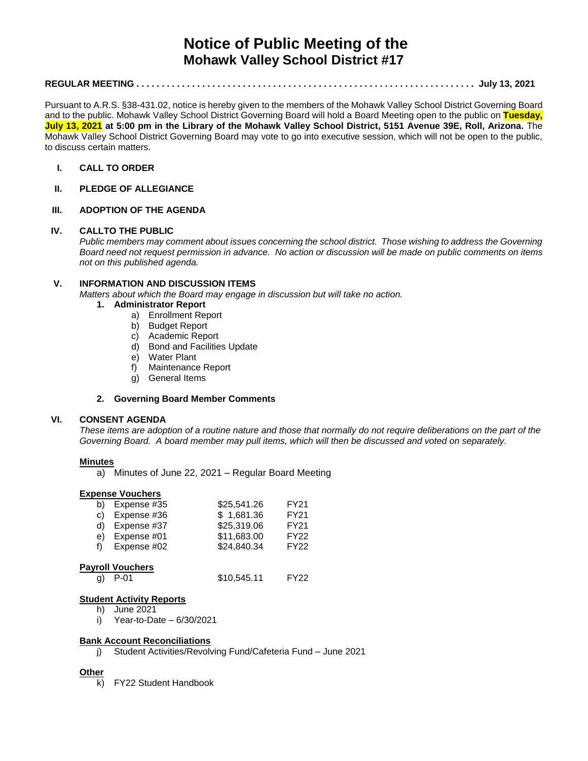# Notice of Public Meeting of the
## Mohawk Valley School District #17

**REGULAR MEETING . . . . . . . . . . . . . . . . . . . . . . . . . . . . . . . . . . . . . . . . . . . . . . . . . . . . . . . . . . . . . . . . July 13, 2021**

Pursuant to A.R.S. §38-431.02, notice is hereby given to the members of the Mohawk Valley School District Governing Board and to the public. Mohawk Valley School District Governing Board will hold a Board Meeting open to the public on **Tuesday, July 13, 2021 at 5:00 pm in the Library of the Mohawk Valley School District, 5151 Avenue 39E, Roll, Arizona.** The Mohawk Valley School District Governing Board may vote to go into executive session, which will not be open to the public, to discuss certain matters.

**I. CALL TO ORDER**

**II. PLEDGE OF ALLEGIANCE**

**III. ADOPTION OF THE AGENDA**

**IV. CALLTO THE PUBLIC**

*Public members may comment about issues concerning the school district. Those wishing to address the Governing Board need not request permission in advance. No action or discussion will be made on public comments on items not on this published agenda.*

**V. INFORMATION AND DISCUSSION ITEMS**

*Matters about which the Board may engage in discussion but will take no action.*

1. **Administrator Report**
   a) Enrollment Report
   b) Budget Report
   c) Academic Report
   d) Bond and Facilities Update
   e) Water Plant
   f) Maintenance Report
   g) General Items

2. **Governing Board Member Comments**

**VI. CONSENT AGENDA**

*These items are adoption of a routine nature and those that normally do not require deliberations on the part of the Governing Board. A board member may pull items, which will then be discussed and voted on separately.*

**Minutes**

a) Minutes of June 22, 2021 – Regular Board Meeting

**Expense Vouchers**

| | | | |
|---|---|---|---|
| b) | Expense #35 | $25,541.26 | FY21 |
| c) | Expense #36 | $ 1,681.36 | FY21 |
| d) | Expense #37 | $25,319.06 | FY21 |
| e) | Expense #01 | $11,683.00 | FY22 |
| f) | Expense #02 | $24,840.34 | FY22 |

**Payroll Vouchers**

| | | | |
|---|---|---|---|
| g) | P-01 | $10,545.11 | FY22 |

**Student Activity Reports**

h) June 2021
i) Year-to-Date – 6/30/2021

**Bank Account Reconciliations**

j) Student Activities/Revolving Fund/Cafeteria Fund – June 2021

**Other**

k) FY22 Student Handbook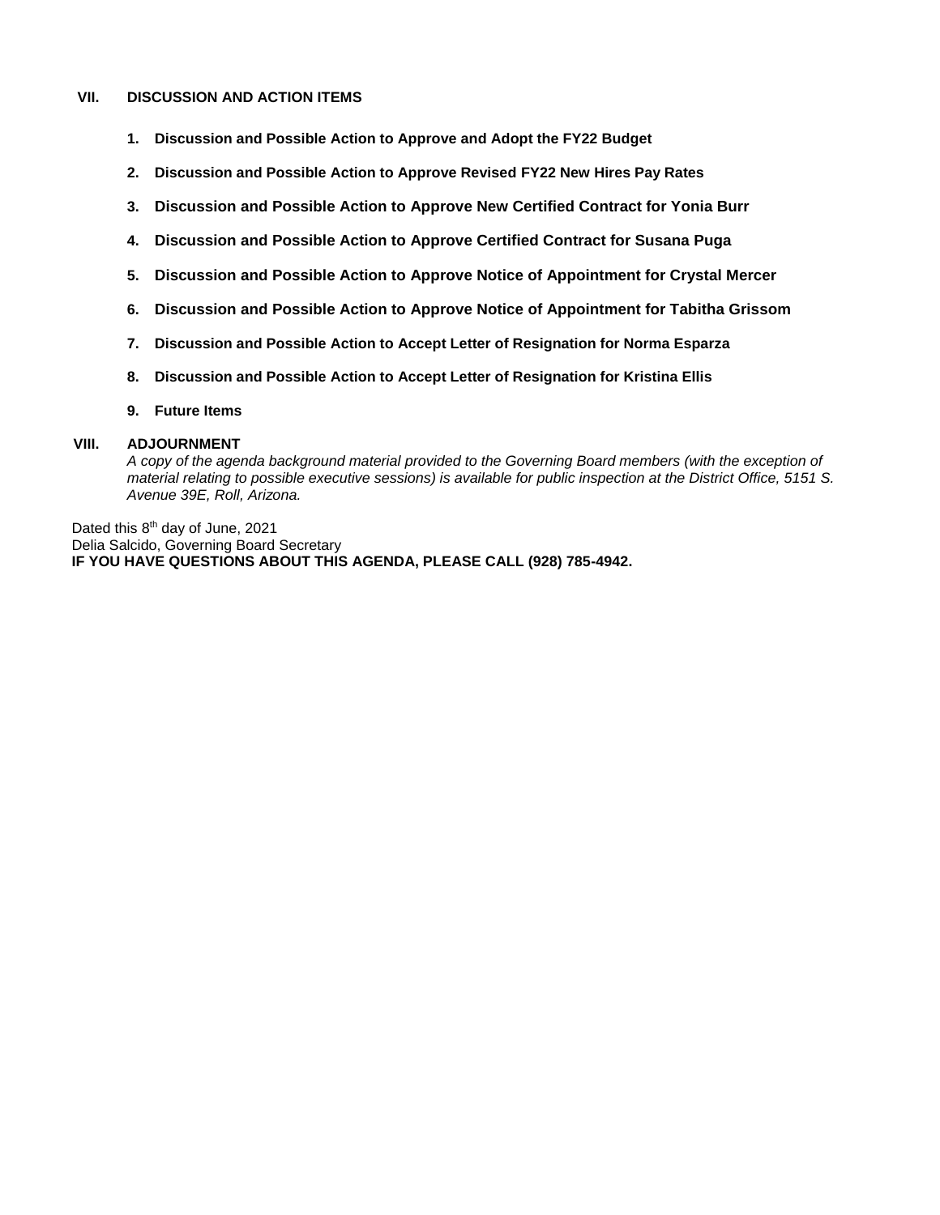## VII. DISCUSSION AND ACTION ITEMS

1. **Discussion and Possible Action to Approve and Adopt the FY22 Budget**
2. **Discussion and Possible Action to Approve Revised FY22 New Hires Pay Rates**
3. **Discussion and Possible Action to Approve New Certified Contract for Yonia Burr**
4. **Discussion and Possible Action to Approve Certified Contract for Susana Puga**
5. **Discussion and Possible Action to Approve Notice of Appointment for Crystal Mercer**
6. **Discussion and Possible Action to Approve Notice of Appointment for Tabitha Grissom**
7. **Discussion and Possible Action to Accept Letter of Resignation for Norma Esparza**
8. **Discussion and Possible Action to Accept Letter of Resignation for Kristina Ellis**
9. **Future Items**

## VIII. ADJOURNMENT

*A copy of the agenda background material provided to the Governing Board members (with the exception of material relating to possible executive sessions) is available for public inspection at the District Office, 5151 S. Avenue 39E, Roll, Arizona.*

Dated this 8th day of June, 2021
Delia Salcido, Governing Board Secretary
**IF YOU HAVE QUESTIONS ABOUT THIS AGENDA, PLEASE CALL (928) 785-4942.**